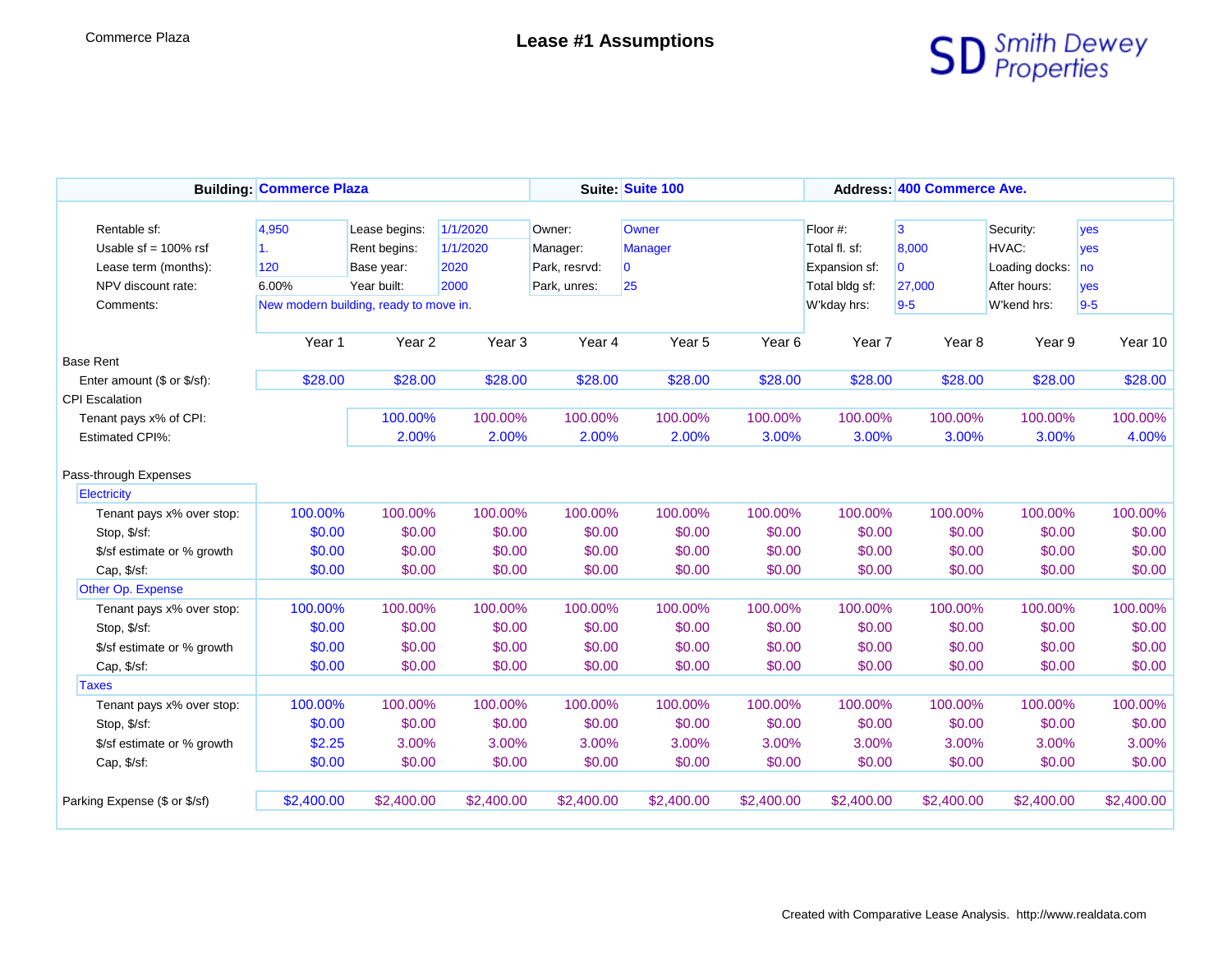Commerce Plaza

# Lease #1 Assumptions

Smith Dewey Properties

**Building:** Commerce Plaza | **Suite:** Suite 100 | **Address:** 400 Commerce Ave.

| | | | | | | | | | |
|---|---|---|---|---|---|---|---|---|---|
| Rentable sf: | 4,950 | Lease begins: | 1/1/2020 | Owner: | Owner | Floor #: | 3 | Security: | yes |
| Usable sf = 100% rsf | 1. | Rent begins: | 1/1/2020 | Manager: | Manager | Total fl. sf: | 8,000 | HVAC: | yes |
| Lease term (months): | 120 | Base year: | 2020 | Park, resrvd: | 0 | Expansion sf: | 0 | Loading docks: | no |
| NPV discount rate: | 6.00% | Year built: | 2000 | Park, unres: | 25 | Total bldg sf: | 27,000 | After hours: | yes |
| Comments: | New modern building, ready to move in. | | | | | W'kday hrs: | 9-5 | W'kend hrs: | 9-5 |

| | Year 1 | Year 2 | Year 3 | Year 4 | Year 5 | Year 6 | Year 7 | Year 8 | Year 9 | Year 10 |
|---|---|---|---|---|---|---|---|---|---|---|
| **Base Rent** | | | | | | | | | | |
| Enter amount ($ or $/sf): | $28.00 | $28.00 | $28.00 | $28.00 | $28.00 | $28.00 | $28.00 | $28.00 | $28.00 | $28.00 |
| **CPI Escalation** | | | | | | | | | | |
| Tenant pays x% of CPI: | | 100.00% | 100.00% | 100.00% | 100.00% | 100.00% | 100.00% | 100.00% | 100.00% | 100.00% |
| Estimated CPI%: | | 2.00% | 2.00% | 2.00% | 2.00% | 3.00% | 3.00% | 3.00% | 3.00% | 4.00% |
| **Pass-through Expenses** | | | | | | | | | | |
| Electricity | | | | | | | | | | |
| Tenant pays x% over stop: | 100.00% | 100.00% | 100.00% | 100.00% | 100.00% | 100.00% | 100.00% | 100.00% | 100.00% | 100.00% |
| Stop, $/sf: | $0.00 | $0.00 | $0.00 | $0.00 | $0.00 | $0.00 | $0.00 | $0.00 | $0.00 | $0.00 |
| $/sf estimate or % growth | $0.00 | $0.00 | $0.00 | $0.00 | $0.00 | $0.00 | $0.00 | $0.00 | $0.00 | $0.00 |
| Cap, $/sf: | $0.00 | $0.00 | $0.00 | $0.00 | $0.00 | $0.00 | $0.00 | $0.00 | $0.00 | $0.00 |
| Other Op. Expense | | | | | | | | | | |
| Tenant pays x% over stop: | 100.00% | 100.00% | 100.00% | 100.00% | 100.00% | 100.00% | 100.00% | 100.00% | 100.00% | 100.00% |
| Stop, $/sf: | $0.00 | $0.00 | $0.00 | $0.00 | $0.00 | $0.00 | $0.00 | $0.00 | $0.00 | $0.00 |
| $/sf estimate or % growth | $0.00 | $0.00 | $0.00 | $0.00 | $0.00 | $0.00 | $0.00 | $0.00 | $0.00 | $0.00 |
| Cap, $/sf: | $0.00 | $0.00 | $0.00 | $0.00 | $0.00 | $0.00 | $0.00 | $0.00 | $0.00 | $0.00 |
| Taxes | | | | | | | | | | |
| Tenant pays x% over stop: | 100.00% | 100.00% | 100.00% | 100.00% | 100.00% | 100.00% | 100.00% | 100.00% | 100.00% | 100.00% |
| Stop, $/sf: | $0.00 | $0.00 | $0.00 | $0.00 | $0.00 | $0.00 | $0.00 | $0.00 | $0.00 | $0.00 |
| $/sf estimate or % growth | $2.25 | 3.00% | 3.00% | 3.00% | 3.00% | 3.00% | 3.00% | 3.00% | 3.00% | 3.00% |
| Cap, $/sf: | $0.00 | $0.00 | $0.00 | $0.00 | $0.00 | $0.00 | $0.00 | $0.00 | $0.00 | $0.00 |
| Parking Expense ($ or $/sf) | $2,400.00 | $2,400.00 | $2,400.00 | $2,400.00 | $2,400.00 | $2,400.00 | $2,400.00 | $2,400.00 | $2,400.00 | $2,400.00 |

Created with Comparative Lease Analysis. http://www.realdata.com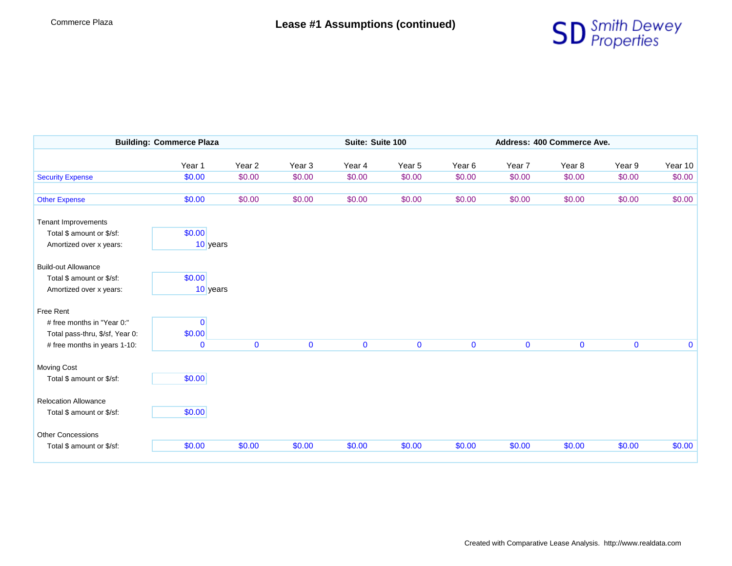Commerce Plaza

# Lease #1 Assumptions (continued)

SD Smith Dewey Properties

**Building:** Commerce Plaza **Suite:** Suite 100 **Address:** 400 Commerce Ave.

| | Year 1 | Year 2 | Year 3 | Year 4 | Year 5 | Year 6 | Year 7 | Year 8 | Year 9 | Year 10 |
|---|---|---|---|---|---|---|---|---|---|---|
| Security Expense | $0.00 | $0.00 | $0.00 | $0.00 | $0.00 | $0.00 | $0.00 | $0.00 | $0.00 | $0.00 |
| Other Expense | $0.00 | $0.00 | $0.00 | $0.00 | $0.00 | $0.00 | $0.00 | $0.00 | $0.00 | $0.00 |
| **Tenant Improvements** | | | | | | | | | | |
| Total $ amount or $/sf: | $0.00 | | | | | | | | | |
| Amortized over x years: | 10 years | | | | | | | | | |
| **Build-out Allowance** | | | | | | | | | | |
| Total $ amount or $/sf: | $0.00 | | | | | | | | | |
| Amortized over x years: | 10 years | | | | | | | | | |
| **Free Rent** | | | | | | | | | | |
| # free months in "Year 0:" | 0 | | | | | | | | | |
| Total pass-thru, $/sf, Year 0: | $0.00 | | | | | | | | | |
| # free months in years 1-10: | 0 | 0 | 0 | 0 | 0 | 0 | 0 | 0 | 0 | 0 |
| **Moving Cost** | | | | | | | | | | |
| Total $ amount or $/sf: | $0.00 | | | | | | | | | |
| **Relocation Allowance** | | | | | | | | | | |
| Total $ amount or $/sf: | $0.00 | | | | | | | | | |
| **Other Concessions** | | | | | | | | | | |
| Total $ amount or $/sf: | $0.00 | $0.00 | $0.00 | $0.00 | $0.00 | $0.00 | $0.00 | $0.00 | $0.00 | $0.00 |

Created with Comparative Lease Analysis. http://www.realdata.com